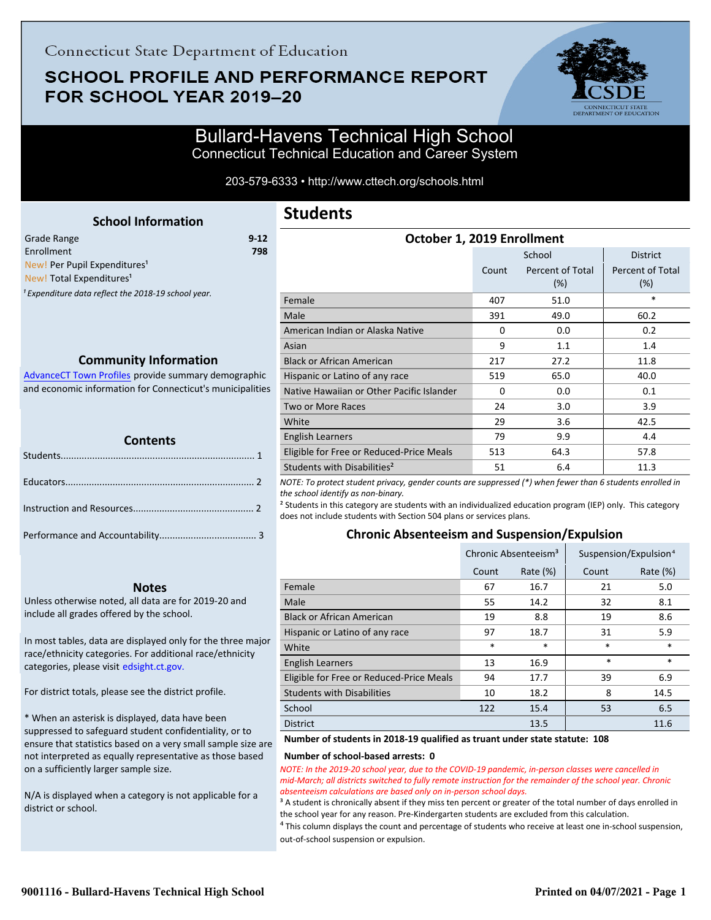Connecticut State Department of Education

# SCHOOL PROFILE AND PERFORMANCE REPORT FOR SCHOOL YEAR 2019–20

## Bullard-Havens Technical High School
Connecticut Technical Education and Career System

203-579-6333 • http://www.cttech.org/schools.html

### School Information

| | |
|---|---|
| Grade Range | 9-12 |
| Enrollment | 798 |
| New! Per Pupil Expenditures[1] | |
| New! Total Expenditures[1] | |

*[1] Expenditure data reflect the 2018-19 school year.*

### Community Information

AdvanceCT Town Profiles provide summary demographic and economic information for Connecticut's municipalities

### Contents

Students........................................ 1

Educators........................................ 2

Instruction and Resources........................................ 2

Performance and Accountability........................................ 3

### Notes

Unless otherwise noted, all data are for 2019-20 and include all grades offered by the school.

In most tables, data are displayed only for the three major race/ethnicity categories. For additional race/ethnicity categories, please visit edsight.ct.gov.

For district totals, please see the district profile.

* When an asterisk is displayed, data have been suppressed to safeguard student confidentiality, or to ensure that statistics based on a very small sample size are not interpreted as equally representative as those based on a sufficiently larger sample size.

N/A is displayed when a category is not applicable for a district or school.

## Students

### October 1, 2019 Enrollment

| | School | | District |
|---|---|---|---|
| | Count | Percent of Total (%) | Percent of Total (%) |
| Female | 407 | 51.0 | * |
| Male | 391 | 49.0 | 60.2 |
| American Indian or Alaska Native | 0 | 0.0 | 0.2 |
| Asian | 9 | 1.1 | 1.4 |
| Black or African American | 217 | 27.2 | 11.8 |
| Hispanic or Latino of any race | 519 | 65.0 | 40.0 |
| Native Hawaiian or Other Pacific Islander | 0 | 0.0 | 0.1 |
| Two or More Races | 24 | 3.0 | 3.9 |
| White | 29 | 3.6 | 42.5 |
| English Learners | 79 | 9.9 | 4.4 |
| Eligible for Free or Reduced-Price Meals | 513 | 64.3 | 57.8 |
| Students with Disabilities[2] | 51 | 6.4 | 11.3 |

*NOTE: To protect student privacy, gender counts are suppressed (*) when fewer than 6 students enrolled in the school identify as non-binary.*

[2] Students in this category are students with an individualized education program (IEP) only. This category does not include students with Section 504 plans or services plans.

### Chronic Absenteeism and Suspension/Expulsion

| | Chronic Absenteeism[3] | | Suspension/Expulsion[4] | |
|---|---|---|---|---|
| | Count | Rate (%) | Count | Rate (%) |
| Female | 67 | 16.7 | 21 | 5.0 |
| Male | 55 | 14.2 | 32 | 8.1 |
| Black or African American | 19 | 8.8 | 19 | 8.6 |
| Hispanic or Latino of any race | 97 | 18.7 | 31 | 5.9 |
| White | * | * | * | * |
| English Learners | 13 | 16.9 | * | * |
| Eligible for Free or Reduced-Price Meals | 94 | 17.7 | 39 | 6.9 |
| Students with Disabilities | 10 | 18.2 | 8 | 14.5 |
| School | 122 | 15.4 | 53 | 6.5 |
| District | | 13.5 | | 11.6 |

**Number of students in 2018-19 qualified as truant under state statute: 108**

**Number of school-based arrests: 0**

*NOTE: In the 2019-20 school year, due to the COVID-19 pandemic, in-person classes were cancelled in mid-March; all districts switched to fully remote instruction for the remainder of the school year. Chronic absenteeism calculations are based only on in-person school days.*

[3] A student is chronically absent if they miss ten percent or greater of the total number of days enrolled in the school year for any reason. Pre-Kindergarten students are excluded from this calculation.

[4] This column displays the count and percentage of students who receive at least one in-school suspension, out-of-school suspension or expulsion.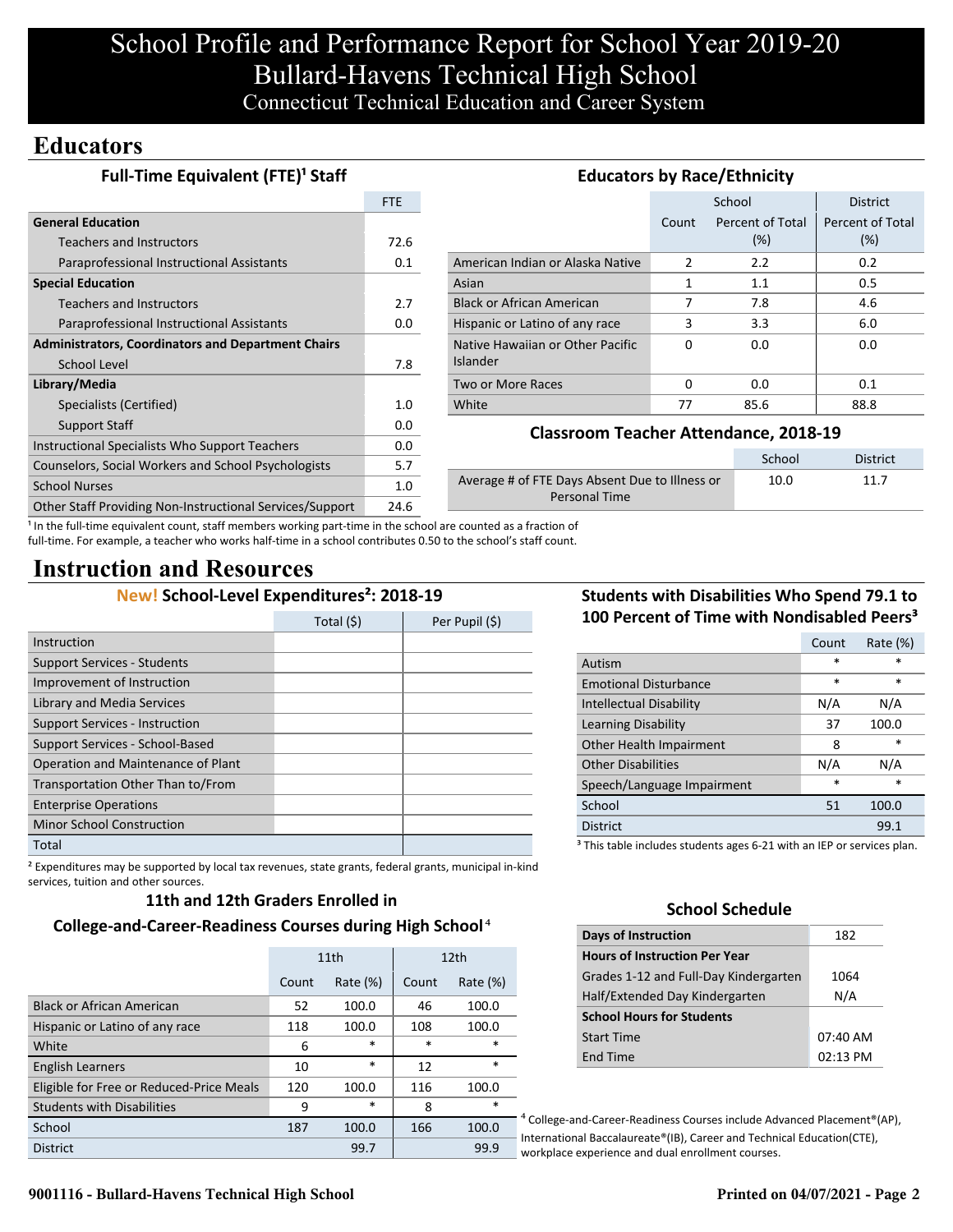# School Profile and Performance Report for School Year 2019-20
# Bullard-Havens Technical High School
## Connecticut Technical Education and Career System

# Educators

### Full-Time Equivalent (FTE)[1] Staff

| | FTE |
|---|---|
| **General Education** | |
| Teachers and Instructors | 72.6 |
| Paraprofessional Instructional Assistants | 0.1 |
| **Special Education** | |
| Teachers and Instructors | 2.7 |
| Paraprofessional Instructional Assistants | 0.0 |
| **Administrators, Coordinators and Department Chairs** | |
| School Level | 7.8 |
| **Library/Media** | |
| Specialists (Certified) | 1.0 |
| Support Staff | 0.0 |
| Instructional Specialists Who Support Teachers | 0.0 |
| Counselors, Social Workers and School Psychologists | 5.7 |
| School Nurses | 1.0 |
| Other Staff Providing Non-Instructional Services/Support | 24.6 |

[1] In the full-time equivalent count, staff members working part-time in the school are counted as a fraction of full-time. For example, a teacher who works half-time in a school contributes 0.50 to the school's staff count.

### Educators by Race/Ethnicity

| | School | | District |
|---|---|---|---|
| | Count | Percent of Total (%) | Percent of Total (%) |
| American Indian or Alaska Native | 2 | 2.2 | 0.2 |
| Asian | 1 | 1.1 | 0.5 |
| Black or African American | 7 | 7.8 | 4.6 |
| Hispanic or Latino of any race | 3 | 3.3 | 6.0 |
| Native Hawaiian or Other Pacific Islander | 0 | 0.0 | 0.0 |
| Two or More Races | 0 | 0.0 | 0.1 |
| White | 77 | 85.6 | 88.8 |

### Classroom Teacher Attendance, 2018-19

| | School | District |
|---|---|---|
| Average # of FTE Days Absent Due to Illness or Personal Time | 10.0 | 11.7 |

# Instruction and Resources

### New! School-Level Expenditures[2]: 2018-19

| | Total ($) | Per Pupil ($) |
|---|---|---|
| Instruction | | |
| Support Services - Students | | |
| Improvement of Instruction | | |
| Library and Media Services | | |
| Support Services - Instruction | | |
| Support Services - School-Based | | |
| Operation and Maintenance of Plant | | |
| Transportation Other Than to/From | | |
| Enterprise Operations | | |
| Minor School Construction | | |
| Total | | |

[2] Expenditures may be supported by local tax revenues, state grants, federal grants, municipal in-kind services, tuition and other sources.

### 11th and 12th Graders Enrolled in College-and-Career-Readiness Courses during High School[4]

| | 11th | | 12th | |
|---|---|---|---|---|
| | Count | Rate (%) | Count | Rate (%) |
| Black or African American | 52 | 100.0 | 46 | 100.0 |
| Hispanic or Latino of any race | 118 | 100.0 | 108 | 100.0 |
| White | 6 | * | * | * |
| English Learners | 10 | * | 12 | * |
| Eligible for Free or Reduced-Price Meals | 120 | 100.0 | 116 | 100.0 |
| Students with Disabilities | 9 | * | 8 | * |
| School | 187 | 100.0 | 166 | 100.0 |
| District | | 99.7 | | 99.9 |

[4] College-and-Career-Readiness Courses include Advanced Placement®(AP), International Baccalaureate®(IB), Career and Technical Education(CTE), workplace experience and dual enrollment courses.

### Students with Disabilities Who Spend 79.1 to 100 Percent of Time with Nondisabled Peers[3]

| | Count | Rate (%) |
|---|---|---|
| Autism | * | * |
| Emotional Disturbance | * | * |
| Intellectual Disability | N/A | N/A |
| Learning Disability | 37 | 100.0 |
| Other Health Impairment | 8 | * |
| Other Disabilities | N/A | N/A |
| Speech/Language Impairment | * | * |
| School | 51 | 100.0 |
| District | | 99.1 |

[3] This table includes students ages 6-21 with an IEP or services plan.

### School Schedule

| | |
|---|---|
| **Days of Instruction** | 182 |
| **Hours of Instruction Per Year** | |
| Grades 1-12 and Full-Day Kindergarten | 1064 |
| Half/Extended Day Kindergarten | N/A |
| **School Hours for Students** | |
| Start Time | 07:40 AM |
| End Time | 02:13 PM |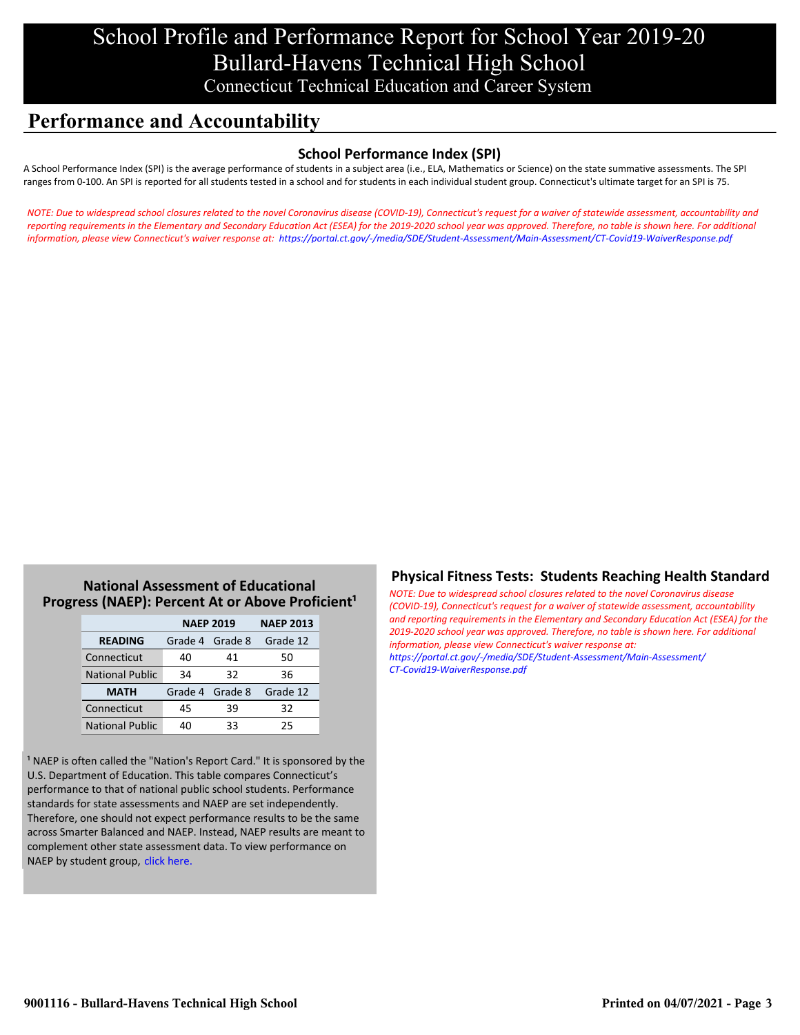# School Profile and Performance Report for School Year 2019-20
# Bullard-Havens Technical High School
## Connecticut Technical Education and Career System

## Performance and Accountability

### School Performance Index (SPI)

A School Performance Index (SPI) is the average performance of students in a subject area (i.e., ELA, Mathematics or Science) on the state summative assessments. The SPI ranges from 0-100. An SPI is reported for all students tested in a school and for students in each individual student group. Connecticut's ultimate target for an SPI is 75.

*NOTE: Due to widespread school closures related to the novel Coronavirus disease (COVID-19), Connecticut's request for a waiver of statewide assessment, accountability and reporting requirements in the Elementary and Secondary Education Act (ESEA) for the 2019-2020 school year was approved. Therefore, no table is shown here. For additional information, please view Connecticut's waiver response at: https://portal.ct.gov/-/media/SDE/Student-Assessment/Main-Assessment/CT-Covid19-WaiverResponse.pdf*

### National Assessment of Educational Progress (NAEP): Percent At or Above Proficient[1]

| | NAEP 2019 | | NAEP 2013 |
|---|---|---|---|
| **READING** | Grade 4 | Grade 8 | Grade 12 |
| Connecticut | 40 | 41 | 50 |
| National Public | 34 | 32 | 36 |
| **MATH** | Grade 4 | Grade 8 | Grade 12 |
| Connecticut | 45 | 39 | 32 |
| National Public | 40 | 33 | 25 |

[1] NAEP is often called the "Nation's Report Card." It is sponsored by the U.S. Department of Education. This table compares Connecticut's performance to that of national public school students. Performance standards for state assessments and NAEP are set independently. Therefore, one should not expect performance results to be the same across Smarter Balanced and NAEP. Instead, NAEP results are meant to complement other state assessment data. To view performance on NAEP by student group, click here.

### Physical Fitness Tests: Students Reaching Health Standard

*NOTE: Due to widespread school closures related to the novel Coronavirus disease (COVID-19), Connecticut's request for a waiver of statewide assessment, accountability and reporting requirements in the Elementary and Secondary Education Act (ESEA) for the 2019-2020 school year was approved. Therefore, no table is shown here. For additional information, please view Connecticut's waiver response at: https://portal.ct.gov/-/media/SDE/Student-Assessment/Main-Assessment/CT-Covid19-WaiverResponse.pdf*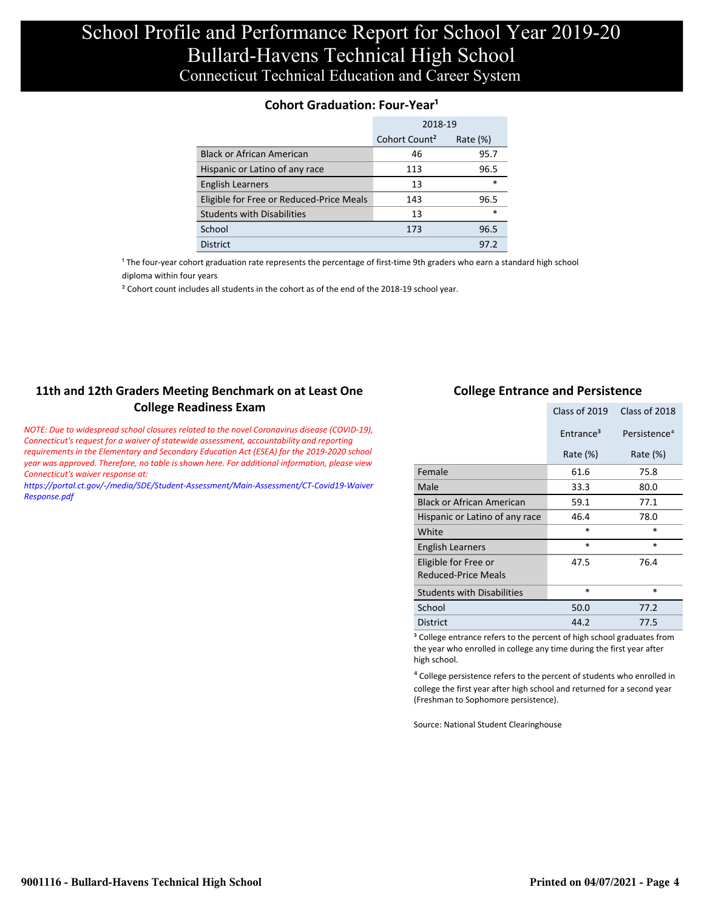# School Profile and Performance Report for School Year 2019-20
# Bullard-Havens Technical High School
## Connecticut Technical Education and Career System

### Cohort Graduation: Four-Year[1]

| | 2018-19 | |
|---|---|---|
| | Cohort Count[2] | Rate (%) |
| Black or African American | 46 | 95.7 |
| Hispanic or Latino of any race | 113 | 96.5 |
| English Learners | 13 | * |
| Eligible for Free or Reduced-Price Meals | 143 | 96.5 |
| Students with Disabilities | 13 | * |
| School | 173 | 96.5 |
| District | | 97.2 |

[1] The four-year cohort graduation rate represents the percentage of first-time 9th graders who earn a standard high school diploma within four years

[2] Cohort count includes all students in the cohort as of the end of the 2018-19 school year.

### 11th and 12th Graders Meeting Benchmark on at Least One College Readiness Exam

*NOTE: Due to widespread school closures related to the novel Coronavirus disease (COVID-19), Connecticut's request for a waiver of statewide assessment, accountability and reporting requirements in the Elementary and Secondary Education Act (ESEA) for the 2019-2020 school year was approved. Therefore, no table is shown here. For additional information, please view Connecticut's waiver response at:*
*https://portal.ct.gov/-/media/SDE/Student-Assessment/Main-Assessment/CT-Covid19-Waiver Response.pdf*

### College Entrance and Persistence

| | Class of 2019 | Class of 2018 |
|---|---|---|
| | Entrance[3] Rate (%) | Persistence[4] Rate (%) |
| Female | 61.6 | 75.8 |
| Male | 33.3 | 80.0 |
| Black or African American | 59.1 | 77.1 |
| Hispanic or Latino of any race | 46.4 | 78.0 |
| White | * | * |
| English Learners | * | * |
| Eligible for Free or Reduced-Price Meals | 47.5 | 76.4 |
| Students with Disabilities | * | * |
| School | 50.0 | 77.2 |
| District | 44.2 | 77.5 |

[3] College entrance refers to the percent of high school graduates from the year who enrolled in college any time during the first year after high school.

[4] College persistence refers to the percent of students who enrolled in college the first year after high school and returned for a second year (Freshman to Sophomore persistence).

Source: National Student Clearinghouse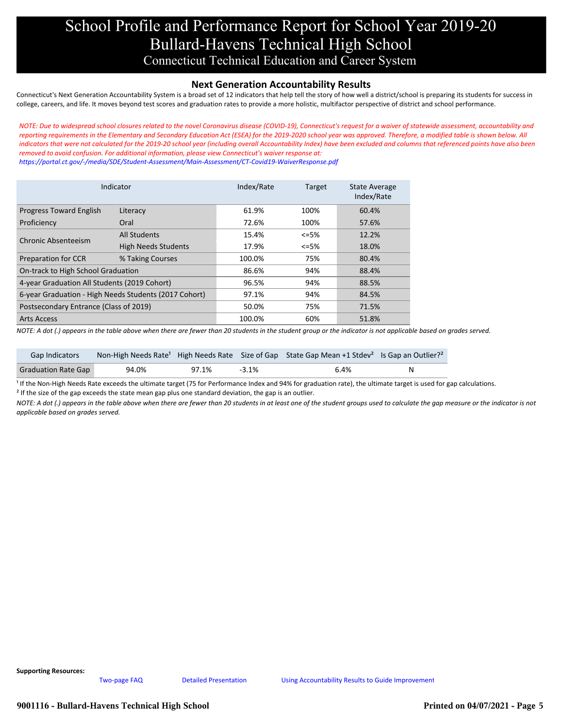# School Profile and Performance Report for School Year 2019-20
# Bullard-Havens Technical High School
## Connecticut Technical Education and Career System

### Next Generation Accountability Results

Connecticut's Next Generation Accountability System is a broad set of 12 indicators that help tell the story of how well a district/school is preparing its students for success in college, careers, and life. It moves beyond test scores and graduation rates to provide a more holistic, multifactor perspective of district and school performance.

*NOTE: Due to widespread school closures related to the novel Coronavirus disease (COVID-19), Connecticut's request for a waiver of statewide assessment, accountability and reporting requirements in the Elementary and Secondary Education Act (ESEA) for the 2019-2020 school year was approved. Therefore, a modified table is shown below. All indicators that were not calculated for the 2019-20 school year (including overall Accountability Index) have been excluded and columns that referenced points have also been removed to avoid confusion. For additional information, please view Connecticut's waiver response at: https://portal.ct.gov/-/media/SDE/Student-Assessment/Main-Assessment/CT-Covid19-WaiverResponse.pdf*

| Indicator | | Index/Rate | Target | State Average Index/Rate |
|---|---|---|---|---|
| Progress Toward English Proficiency | Literacy | 61.9% | 100% | 60.4% |
| | Oral | 72.6% | 100% | 57.6% |
| Chronic Absenteeism | All Students | 15.4% | <=5% | 12.2% |
| | High Needs Students | 17.9% | <=5% | 18.0% |
| Preparation for CCR | % Taking Courses | 100.0% | 75% | 80.4% |
| On-track to High School Graduation | | 86.6% | 94% | 88.4% |
| 4-year Graduation All Students (2019 Cohort) | | 96.5% | 94% | 88.5% |
| 6-year Graduation - High Needs Students (2017 Cohort) | | 97.1% | 94% | 84.5% |
| Postsecondary Entrance (Class of 2019) | | 50.0% | 75% | 71.5% |
| Arts Access | | 100.0% | 60% | 51.8% |

*NOTE: A dot (.) appears in the table above when there are fewer than 20 students in the student group or the indicator is not applicable based on grades served.*

| Gap Indicators | Non-High Needs Rate[1] | High Needs Rate | Size of Gap | State Gap Mean +1 Stdev[2] | Is Gap an Outlier?[2] |
|---|---|---|---|---|---|
| Graduation Rate Gap | 94.0% | 97.1% | -3.1% | 6.4% | N |

[1] If the Non-High Needs Rate exceeds the ultimate target (75 for Performance Index and 94% for graduation rate), the ultimate target is used for gap calculations.

[2] If the size of the gap exceeds the state mean gap plus one standard deviation, the gap is an outlier.

*NOTE: A dot (.) appears in the table above when there are fewer than 20 students in at least one of the student groups used to calculate the gap measure or the indicator is not applicable based on grades served.*

**Supporting Resources:**

Two-page FAQ    Detailed Presentation    Using Accountability Results to Guide Improvement